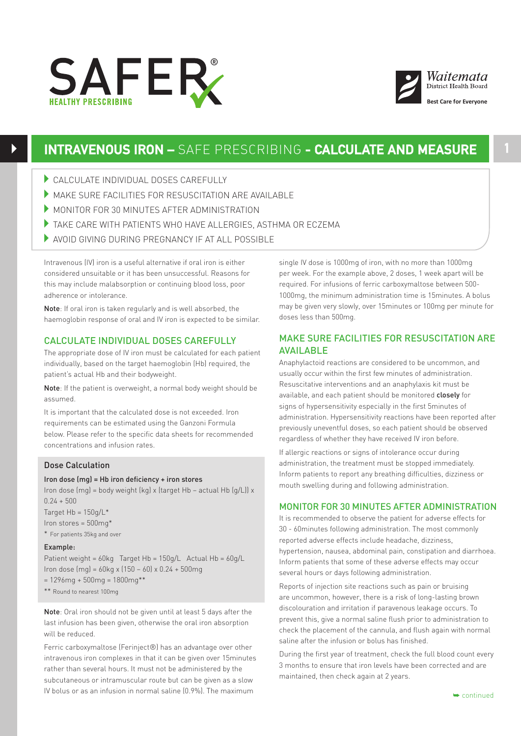SAFER℞ HEALTHY PRESCRIBING

Waitemata District Health Board — Best Care for Everyone

# INTRAVENOUS IRON – SAFE PRESCRIBING - CALCULATE AND MEASURE

- CALCULATE INDIVIDUAL DOSES CAREFULLY
- MAKE SURE FACILITIES FOR RESUSCITATION ARE AVAILABLE
- MONITOR FOR 30 MINUTES AFTER ADMINISTRATION
- TAKE CARE WITH PATIENTS WHO HAVE ALLERGIES, ASTHMA OR ECZEMA
- AVOID GIVING DURING PREGNANCY IF AT ALL POSSIBLE

Intravenous (IV) iron is a useful alternative if oral iron is either considered unsuitable or it has been unsuccessful. Reasons for this may include malabsorption or continuing blood loss, poor adherence or intolerance.

**Note**: If oral iron is taken regularly and is well absorbed, the haemoglobin response of oral and IV iron is expected to be similar.

## CALCULATE INDIVIDUAL DOSES CAREFULLY

The appropriate dose of IV iron must be calculated for each patient individually, based on the target haemoglobin (Hb) required, the patient's actual Hb and their bodyweight.

**Note**: If the patient is overweight, a normal body weight should be assumed.

It is important that the calculated dose is not exceeded. Iron requirements can be estimated using the Ganzoni Formula below. Please refer to the specific data sheets for recommended concentrations and infusion rates.

### Dose Calculation

**Iron dose (mg) = Hb iron deficiency + iron stores**

Iron dose (mg) = body weight (kg) x (target Hb – actual Hb (g/L)) x 0.24 + 500

Target Hb = 150g/L*

Iron stores = 500mg*

\* For patients 35kg and over

**Example:**

Patient weight = 60kg   Target Hb = 150g/L   Actual Hb = 60g/L

Iron dose (mg) = 60kg x (150 – 60) x 0.24 + 500mg

= 1296mg + 500mg = 1800mg**

\** Round to nearest 100mg

**Note**: Oral iron should not be given until at least 5 days after the last infusion has been given, otherwise the oral iron absorption will be reduced.

Ferric carboxymaltose (Ferinject®) has an advantage over other intravenous iron complexes in that it can be given over 15minutes rather than several hours. It must not be administered by the subcutaneous or intramuscular route but can be given as a slow IV bolus or as an infusion in normal saline (0.9%). The maximum single IV dose is 1000mg of iron, with no more than 1000mg per week. For the example above, 2 doses, 1 week apart will be required. For infusions of ferric carboxymaltose between 500-1000mg, the minimum administration time is 15minutes. A bolus may be given very slowly, over 15minutes or 100mg per minute for doses less than 500mg.

## MAKE SURE FACILITIES FOR RESUSCITATION ARE AVAILABLE

Anaphylactoid reactions are considered to be uncommon, and usually occur within the first few minutes of administration. Resuscitative interventions and an anaphylaxis kit must be available, and each patient should be monitored **closely** for signs of hypersensitivity especially in the first 5minutes of administration. Hypersensitivity reactions have been reported after previously uneventful doses, so each patient should be observed regardless of whether they have received IV iron before.

If allergic reactions or signs of intolerance occur during administration, the treatment must be stopped immediately. Inform patients to report any breathing difficulties, dizziness or mouth swelling during and following administration.

## MONITOR FOR 30 MINUTES AFTER ADMINISTRATION

It is recommended to observe the patient for adverse effects for 30 - 60minutes following administration. The most commonly reported adverse effects include headache, dizziness, hypertension, nausea, abdominal pain, constipation and diarrhoea. Inform patients that some of these adverse effects may occur several hours or days following administration.

Reports of injection site reactions such as pain or bruising are uncommon, however, there is a risk of long-lasting brown discolouration and irritation if paravenous leakage occurs. To prevent this, give a normal saline flush prior to administration to check the placement of the cannula, and flush again with normal saline after the infusion or bolus has finished.

During the first year of treatment, check the full blood count every 3 months to ensure that iron levels have been corrected and are maintained, then check again at 2 years.

➥ continued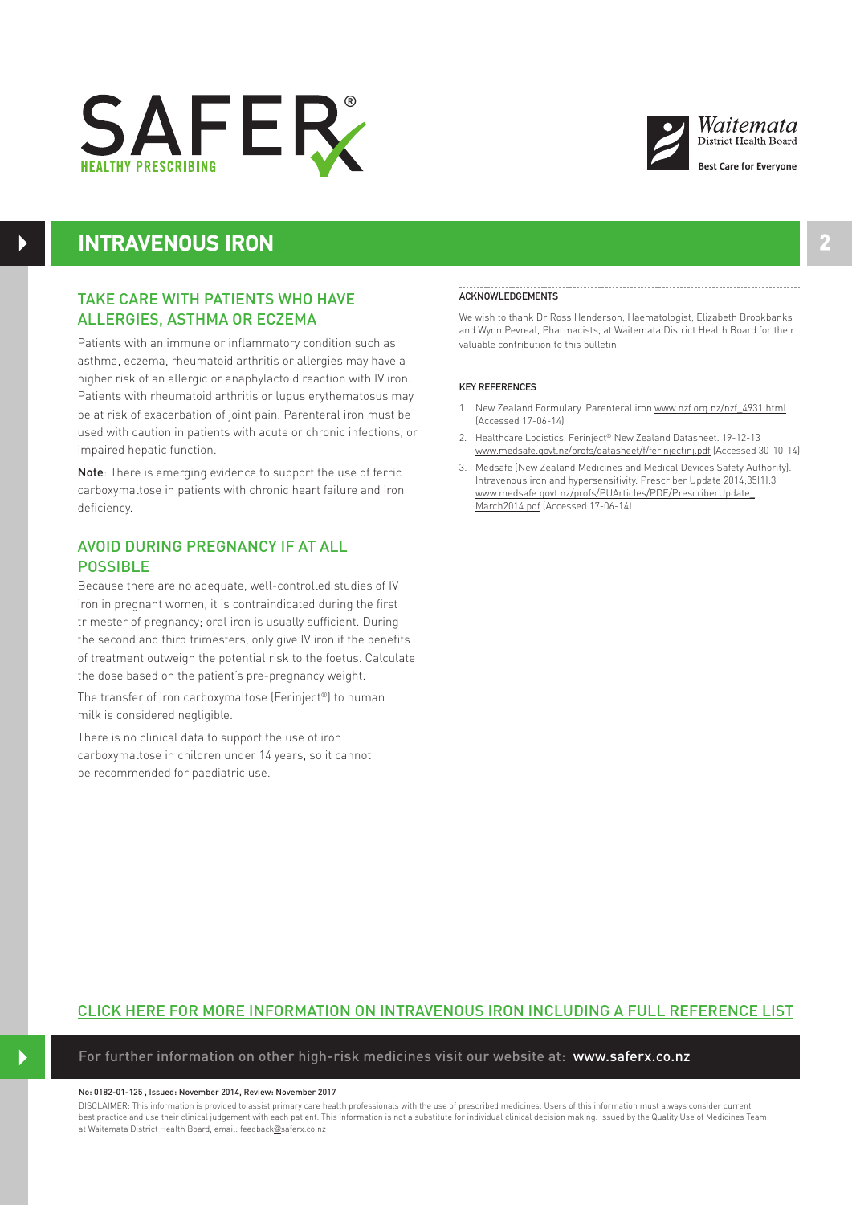# INTRAVENOUS IRON

## TAKE CARE WITH PATIENTS WHO HAVE ALLERGIES, ASTHMA OR ECZEMA

Patients with an immune or inflammatory condition such as asthma, eczema, rheumatoid arthritis or allergies may have a higher risk of an allergic or anaphylactoid reaction with IV iron. Patients with rheumatoid arthritis or lupus erythematosus may be at risk of exacerbation of joint pain. Parenteral iron must be used with caution in patients with acute or chronic infections, or impaired hepatic function.

**Note**: There is emerging evidence to support the use of ferric carboxymaltose in patients with chronic heart failure and iron deficiency.

## AVOID DURING PREGNANCY IF AT ALL POSSIBLE

Because there are no adequate, well-controlled studies of IV iron in pregnant women, it is contraindicated during the first trimester of pregnancy; oral iron is usually sufficient. During the second and third trimesters, only give IV iron if the benefits of treatment outweigh the potential risk to the foetus. Calculate the dose based on the patient's pre-pregnancy weight.

The transfer of iron carboxymaltose (Ferinject®) to human milk is considered negligible.

There is no clinical data to support the use of iron carboxymaltose in children under 14 years, so it cannot be recommended for paediatric use.

### ACKNOWLEDGEMENTS

We wish to thank Dr Ross Henderson, Haematologist, Elizabeth Brookbanks and Wynn Pevreal, Pharmacists, at Waitemata District Health Board for their valuable contribution to this bulletin.

### KEY REFERENCES

1. New Zealand Formulary. Parenteral iron www.nzf.org.nz/nzf_4931.html (Accessed 17-06-14)
2. Healthcare Logistics. Ferinject® New Zealand Datasheet. 19-12-13 www.medsafe.govt.nz/profs/datasheet/f/ferinjectinj.pdf (Accessed 30-10-14)
3. Medsafe (New Zealand Medicines and Medical Devices Safety Authority). Intravenous iron and hypersensitivity. Prescriber Update 2014;35(1):3 www.medsafe.govt.nz/profs/PUArticles/PDF/PrescriberUpdate_March2014.pdf (Accessed 17-06-14)

CLICK HERE FOR MORE INFORMATION ON INTRAVENOUS IRON INCLUDING A FULL REFERENCE LIST

For further information on other high-risk medicines visit our website at: **www.saferx.co.nz**

No: 0182-01-125 , Issued: November 2014, Review: November 2017

DISCLAIMER: This information is provided to assist primary care health professionals with the use of prescribed medicines. Users of this information must always consider current best practice and use their clinical judgement with each patient. This information is not a substitute for individual clinical decision making. Issued by the Quality Use of Medicines Team at Waitemata District Health Board, email: feedback@saferx.co.nz